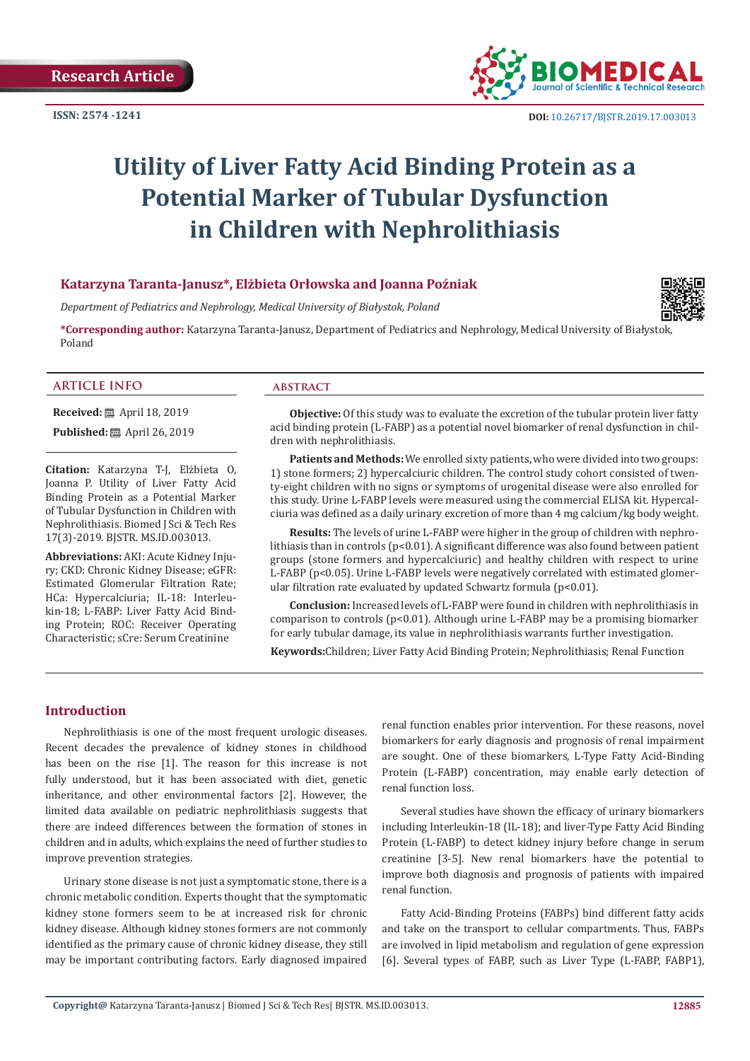Research Article

ISSN: 2574 -1241

DOI: 10.26717/BJSTR.2019.17.003013

# Utility of Liver Fatty Acid Binding Protein as a Potential Marker of Tubular Dysfunction in Children with Nephrolithiasis

**Katarzyna Taranta-Janusz*, Elżbieta Orłowska and Joanna Poźniak**

*Department of Pediatrics and Nephrology, Medical University of Białystok, Poland*

***Corresponding author:** Katarzyna Taranta-Janusz, Department of Pediatrics and Nephrology, Medical University of Białystok, Poland

## ARTICLE INFO

**Received:** April 18, 2019

**Published:** April 26, 2019

**Citation:** Katarzyna T-J, Elżbieta O, Joanna P. Utility of Liver Fatty Acid Binding Protein as a Potential Marker of Tubular Dysfunction in Children with Nephrolithiasis. Biomed J Sci & Tech Res 17(3)-2019. BJSTR. MS.ID.003013.

**Abbreviations:** AKI: Acute Kidney Injury; CKD: Chronic Kidney Disease; eGFR: Estimated Glomerular Filtration Rate; HCa: Hypercalciuria; IL-18: Interleukin-18; L-FABP: Liver Fatty Acid Binding Protein; ROC: Receiver Operating Characteristic; sCre: Serum Creatinine

## ABSTRACT

**Objective:** Of this study was to evaluate the excretion of the tubular protein liver fatty acid binding protein (L-FABP) as a potential novel biomarker of renal dysfunction in children with nephrolithiasis.

**Patients and Methods:** We enrolled sixty patients, who were divided into two groups: 1) stone formers; 2) hypercalciuric children. The control study cohort consisted of twenty-eight children with no signs or symptoms of urogenital disease were also enrolled for this study. Urine L-FABP levels were measured using the commercial ELISA kit. Hypercalciuria was defined as a daily urinary excretion of more than 4 mg calcium/kg body weight.

**Results:** The levels of urine L-FABP were higher in the group of children with nephrolithiasis than in controls ($p<0.01$). A significant difference was also found between patient groups (stone formers and hypercalciuric) and healthy children with respect to urine L-FABP ($p<0.05$). Urine L-FABP levels were negatively correlated with estimated glomerular filtration rate evaluated by updated Schwartz formula ($p<0.01$).

**Conclusion:** Increased levels of L-FABP were found in children with nephrolithiasis in comparison to controls ($p<0.01$). Although urine L-FABP may be a promising biomarker for early tubular damage, its value in nephrolithiasis warrants further investigation.

**Keywords:** Children; Liver Fatty Acid Binding Protein; Nephrolithiasis; Renal Function

## Introduction

Nephrolithiasis is one of the most frequent urologic diseases. Recent decades the prevalence of kidney stones in childhood has been on the rise [1]. The reason for this increase is not fully understood, but it has been associated with diet, genetic inheritance, and other environmental factors [2]. However, the limited data available on pediatric nephrolithiasis suggests that there are indeed differences between the formation of stones in children and in adults, which explains the need of further studies to improve prevention strategies.

Urinary stone disease is not just a symptomatic stone, there is a chronic metabolic condition. Experts thought that the symptomatic kidney stone formers seem to be at increased risk for chronic kidney disease. Although kidney stones formers are not commonly identified as the primary cause of chronic kidney disease, they still may be important contributing factors. Early diagnosed impaired renal function enables prior intervention. For these reasons, novel biomarkers for early diagnosis and prognosis of renal impairment are sought. One of these biomarkers, L-Type Fatty Acid-Binding Protein (L-FABP) concentration, may enable early detection of renal function loss.

Several studies have shown the efficacy of urinary biomarkers including Interleukin-18 (IL-18); and liver-Type Fatty Acid Binding Protein (L-FABP) to detect kidney injury before change in serum creatinine [3-5]. New renal biomarkers have the potential to improve both diagnosis and prognosis of patients with impaired renal function.

Fatty Acid-Binding Proteins (FABPs) bind different fatty acids and take on the transport to cellular compartments. Thus, FABPs are involved in lipid metabolism and regulation of gene expression [6]. Several types of FABP, such as Liver Type (L-FABP, FABP1),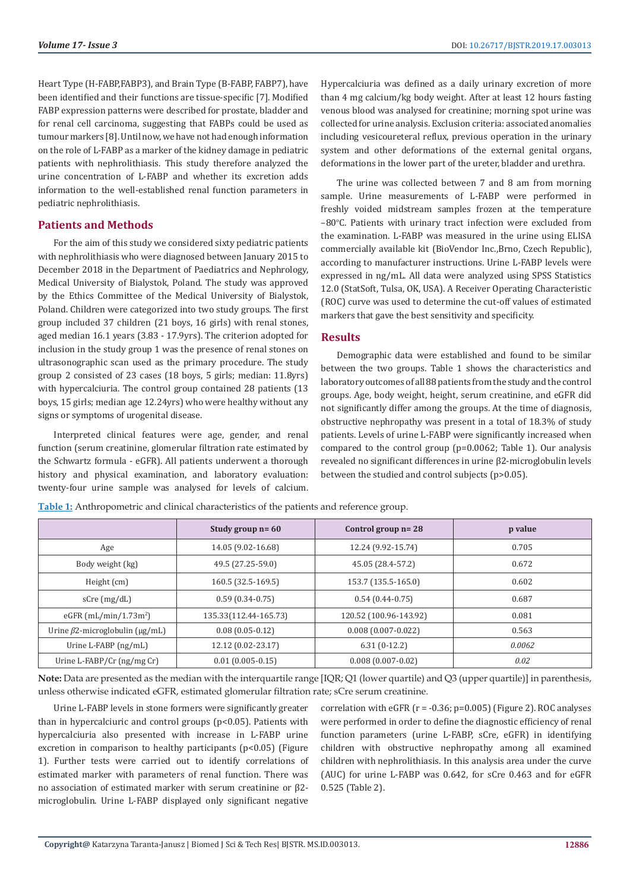Heart Type (H-FABP,FABP3), and Brain Type (B-FABP, FABP7), have been identified and their functions are tissue-specific [7]. Modified FABP expression patterns were described for prostate, bladder and for renal cell carcinoma, suggesting that FABPs could be used as tumour markers [8]. Until now, we have not had enough information on the role of L-FABP as a marker of the kidney damage in pediatric patients with nephrolithiasis. This study therefore analyzed the urine concentration of L-FABP and whether its excretion adds information to the well-established renal function parameters in pediatric nephrolithiasis.

## Patients and Methods

For the aim of this study we considered sixty pediatric patients with nephrolithiasis who were diagnosed between January 2015 to December 2018 in the Department of Paediatrics and Nephrology, Medical University of Bialystok, Poland. The study was approved by the Ethics Committee of the Medical University of Bialystok, Poland. Children were categorized into two study groups. The first group included 37 children (21 boys, 16 girls) with renal stones, aged median 16.1 years (3.83 - 17.9yrs). The criterion adopted for inclusion in the study group 1 was the presence of renal stones on ultrasonographic scan used as the primary procedure. The study group 2 consisted of 23 cases (18 boys, 5 girls; median: 11.8yrs) with hypercalciuria. The control group contained 28 patients (13 boys, 15 girls; median age 12.24yrs) who were healthy without any signs or symptoms of urogenital disease.

Interpreted clinical features were age, gender, and renal function (serum creatinine, glomerular filtration rate estimated by the Schwartz formula - eGFR). All patients underwent a thorough history and physical examination, and laboratory evaluation: twenty-four urine sample was analysed for levels of calcium. Hypercalciuria was defined as a daily urinary excretion of more than 4 mg calcium/kg body weight. After at least 12 hours fasting venous blood was analysed for creatinine; morning spot urine was collected for urine analysis. Exclusion criteria: associated anomalies including vesicoureteral reflux, previous operation in the urinary system and other deformations of the external genital organs, deformations in the lower part of the ureter, bladder and urethra.

The urine was collected between 7 and 8 am from morning sample. Urine measurements of L-FABP were performed in freshly voided midstream samples frozen at the temperature –80°C. Patients with urinary tract infection were excluded from the examination. L-FABP was measured in the urine using ELISA commercially available kit (BioVendor Inc.,Brno, Czech Republic), according to manufacturer instructions. Urine L-FABP levels were expressed in ng/mL. All data were analyzed using SPSS Statistics 12.0 (StatSoft, Tulsa, OK, USA). A Receiver Operating Characteristic (ROC) curve was used to determine the cut-off values of estimated markers that gave the best sensitivity and specificity.

## Results

Demographic data were established and found to be similar between the two groups. Table 1 shows the characteristics and laboratory outcomes of all 88 patients from the study and the control groups. Age, body weight, height, serum creatinine, and eGFR did not significantly differ among the groups. At the time of diagnosis, obstructive nephropathy was present in a total of 18.3% of study patients. Levels of urine L-FABP were significantly increased when compared to the control group (p=0.0062; Table 1). Our analysis revealed no significant differences in urine β2-microglobulin levels between the studied and control subjects (p>0.05).

**Table 1:** Anthropometric and clinical characteristics of the patients and reference group.

| | Study group n= 60 | Control group n= 28 | p value |
|---|---|---|---|
| Age | 14.05 (9.02-16.68) | 12.24 (9.92-15.74) | 0.705 |
| Body weight (kg) | 49.5 (27.25-59.0) | 45.05 (28.4-57.2) | 0.672 |
| Height (cm) | 160.5 (32.5-169.5) | 153.7 (135.5-165.0) | 0.602 |
| sCre (mg/dL) | 0.59 (0.34-0.75) | 0.54 (0.44-0.75) | 0.687 |
| eGFR (mL/min/1.73m$^2$) | 135.33(112.44-165.73) | 120.52 (100.96-143.92) | 0.081 |
| Urine $\beta$2-microglobulin (μg/mL) | 0.08 (0.05-0.12) | 0.008 (0.007-0.022) | 0.563 |
| Urine L-FABP (ng/mL) | 12.12 (0.02-23.17) | 6.31 (0-12.2) | *0.0062* |
| Urine L-FABP/Cr (ng/mg Cr) | 0.01 (0.005-0.15) | 0.008 (0.007-0.02) | *0.02* |

**Note:** Data are presented as the median with the interquartile range [IQR; Q1 (lower quartile) and Q3 (upper quartile)] in parenthesis, unless otherwise indicated eGFR, estimated glomerular filtration rate; sCre serum creatinine.

Urine L-FABP levels in stone formers were significantly greater than in hypercalciuric and control groups (p<0.05). Patients with hypercalciuria also presented with increase in L-FABP urine excretion in comparison to healthy participants (p<0.05) (Figure 1). Further tests were carried out to identify correlations of estimated marker with parameters of renal function. There was no association of estimated marker with serum creatinine or β2-microglobulin. Urine L-FABP displayed only significant negative correlation with eGFR (r = -0.36; p=0.005) (Figure 2). ROC analyses were performed in order to define the diagnostic efficiency of renal function parameters (urine L-FABP, sCre, eGFR) in identifying children with obstructive nephropathy among all examined children with nephrolithiasis. In this analysis area under the curve (AUC) for urine L-FABP was 0.642, for sCre 0.463 and for eGFR 0.525 (Table 2).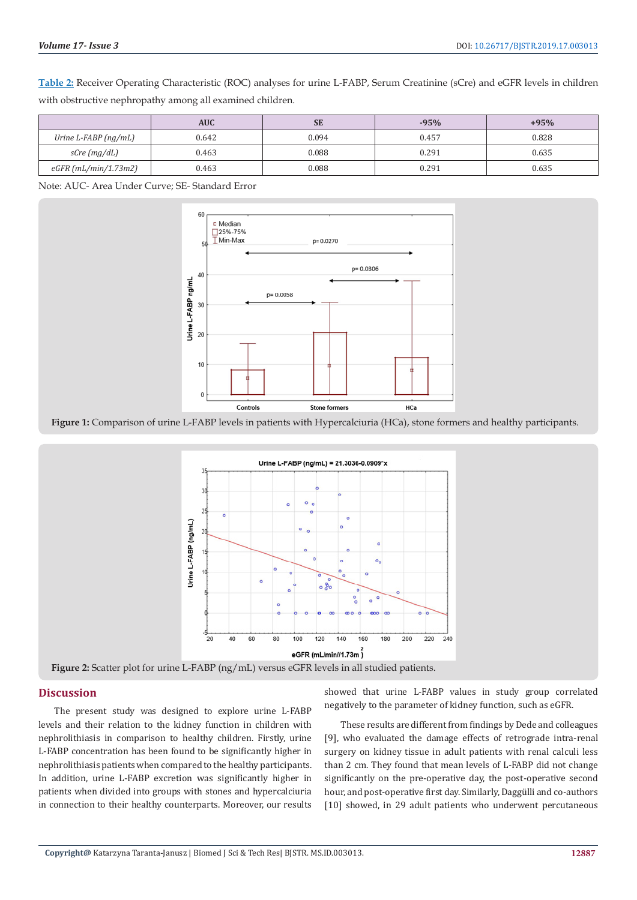**Table 2:** Receiver Operating Characteristic (ROC) analyses for urine L-FABP, Serum Creatinine (sCre) and eGFR levels in children with obstructive nephropathy among all examined children.

| | AUC | SE | -95% | +95% |
|---|---|---|---|---|
| *Urine L-FABP (ng/mL)* | 0.642 | 0.094 | 0.457 | 0.828 |
| *sCre (mg/dL)* | 0.463 | 0.088 | 0.291 | 0.635 |
| *eGFR (mL/min/1.73m2)* | 0.463 | 0.088 | 0.291 | 0.635 |

Note: AUC- Area Under Curve; SE- Standard Error

**Figure 1:** Comparison of urine L-FABP levels in patients with Hypercalciuria (HCa), stone formers and healthy participants.

**Figure 2:** Scatter plot for urine L-FABP (ng/mL) versus eGFR levels in all studied patients.

## Discussion

The present study was designed to explore urine L-FABP levels and their relation to the kidney function in children with nephrolithiasis in comparison to healthy children. Firstly, urine L-FABP concentration has been found to be significantly higher in nephrolithiasis patients when compared to the healthy participants. In addition, urine L-FABP excretion was significantly higher in patients when divided into groups with stones and hypercalciuria in connection to their healthy counterparts. Moreover, our results showed that urine L-FABP values in study group correlated negatively to the parameter of kidney function, such as eGFR.

These results are different from findings by Dede and colleagues [9], who evaluated the damage effects of retrograde intra-renal surgery on kidney tissue in adult patients with renal calculi less than 2 cm. They found that mean levels of L-FABP did not change significantly on the pre-operative day, the post-operative second hour, and post-operative first day. Similarly, Daggülli and co-authors [10] showed, in 29 adult patients who underwent percutaneous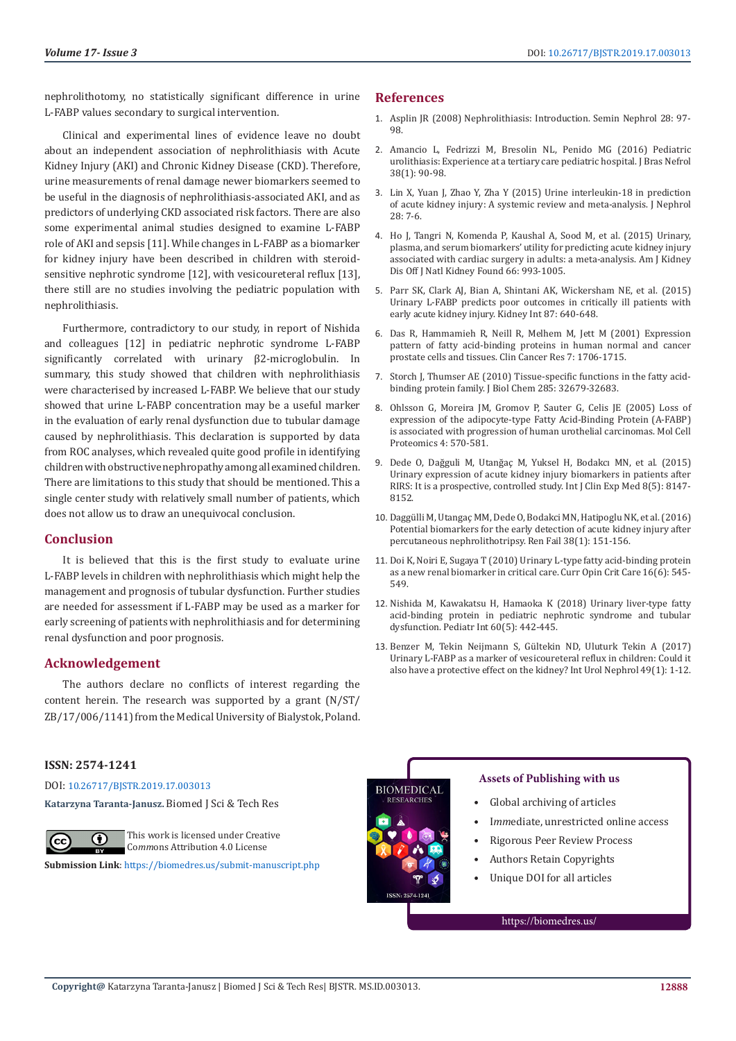nephrolithotomy, no statistically significant difference in urine L-FABP values secondary to surgical intervention.

Clinical and experimental lines of evidence leave no doubt about an independent association of nephrolithiasis with Acute Kidney Injury (AKI) and Chronic Kidney Disease (CKD). Therefore, urine measurements of renal damage newer biomarkers seemed to be useful in the diagnosis of nephrolithiasis-associated AKI, and as predictors of underlying CKD associated risk factors. There are also some experimental animal studies designed to examine L-FABP role of AKI and sepsis [11]. While changes in L-FABP as a biomarker for kidney injury have been described in children with steroid-sensitive nephrotic syndrome [12], with vesicoureteral reflux [13], there still are no studies involving the pediatric population with nephrolithiasis.

Furthermore, contradictory to our study, in report of Nishida and colleagues [12] in pediatric nephrotic syndrome L-FABP significantly correlated with urinary β2-microglobulin. In summary, this study showed that children with nephrolithiasis were characterised by increased L-FABP. We believe that our study showed that urine L-FABP concentration may be a useful marker in the evaluation of early renal dysfunction due to tubular damage caused by nephrolithiasis. This declaration is supported by data from ROC analyses, which revealed quite good profile in identifying children with obstructive nephropathy among all examined children. There are limitations to this study that should be mentioned. This a single center study with relatively small number of patients, which does not allow us to draw an unequivocal conclusion.

## Conclusion

It is believed that this is the first study to evaluate urine L-FABP levels in children with nephrolithiasis which might help the management and prognosis of tubular dysfunction. Further studies are needed for assessment if L-FABP may be used as a marker for early screening of patients with nephrolithiasis and for determining renal dysfunction and poor prognosis.

## Acknowledgement

The authors declare no conflicts of interest regarding the content herein. The research was supported by a grant (N/ST/ZB/17/006/1141) from the Medical University of Bialystok, Poland.

## References

1. Asplin JR (2008) Nephrolithiasis: Introduction. Semin Nephrol 28: 97-98.
2. Amancio L, Fedrizzi M, Bresolin NL, Penido MG (2016) Pediatric urolithiasis: Experience at a tertiary care pediatric hospital. J Bras Nefrol 38(1): 90-98.
3. Lin X, Yuan J, Zhao Y, Zha Y (2015) Urine interleukin-18 in prediction of acute kidney injury: A systemic review and meta-analysis. J Nephrol 28: 7-6.
4. Ho J, Tangri N, Komenda P, Kaushal A, Sood M, et al. (2015) Urinary, plasma, and serum biomarkers' utility for predicting acute kidney injury associated with cardiac surgery in adults: a meta-analysis. Am J Kidney Dis Off J Natl Kidney Found 66: 993-1005.
5. Parr SK, Clark AJ, Bian A, Shintani AK, Wickersham NE, et al. (2015) Urinary L-FABP predicts poor outcomes in critically ill patients with early acute kidney injury. Kidney Int 87: 640-648.
6. Das R, Hammamieh R, Neill R, Melhem M, Jett M (2001) Expression pattern of fatty acid-binding proteins in human normal and cancer prostate cells and tissues. Clin Cancer Res 7: 1706-1715.
7. Storch J, Thumser AE (2010) Tissue-specific functions in the fatty acid-binding protein family. J Biol Chem 285: 32679-32683.
8. Ohlsson G, Moreira JM, Gromov P, Sauter G, Celis JE (2005) Loss of expression of the adipocyte-type Fatty Acid-Binding Protein (A-FABP) is associated with progression of human urothelial carcinomas. Mol Cell Proteomics 4: 570-581.
9. Dede O, Dağguli M, Utanğaç M, Yuksel H, Bodakcı MN, et al. (2015) Urinary expression of acute kidney injury biomarkers in patients after RIRS: It is a prospective, controlled study. Int J Clin Exp Med 8(5): 8147-8152.
10. Daggülli M, Utangaç MM, Dede O, Bodakci MN, Hatipoglu NK, et al. (2016) Potential biomarkers for the early detection of acute kidney injury after percutaneous nephrolithotripsy. Ren Fail 38(1): 151-156.
11. Doi K, Noiri E, Sugaya T (2010) Urinary L-type fatty acid-binding protein as a new renal biomarker in critical care. Curr Opin Crit Care 16(6): 545-549.
12. Nishida M, Kawakatsu H, Hamaoka K (2018) Urinary liver-type fatty acid-binding protein in pediatric nephrotic syndrome and tubular dysfunction. Pediatr Int 60(5): 442-445.
13. Benzer M, Tekin Neijmann S, Gültekin ND, Uluturk Tekin A (2017) Urinary L-FABP as a marker of vesicoureteral reflux in children: Could it also have a protective effect on the kidney? Int Urol Nephrol 49(1): 1-12.

**ISSN: 2574-1241**

DOI: 10.26717/BJSTR.2019.17.003013

**Katarzyna Taranta-Janusz.** Biomed J Sci & Tech Res

This work is licensed under Creative Commons Attribution 4.0 License

**Submission Link**: https://biomedres.us/submit-manuscript.php

**Assets of Publishing with us**

- Global archiving of articles
- Immediate, unrestricted online access
- Rigorous Peer Review Process
- Authors Retain Copyrights
- Unique DOI for all articles

https://biomedres.us/